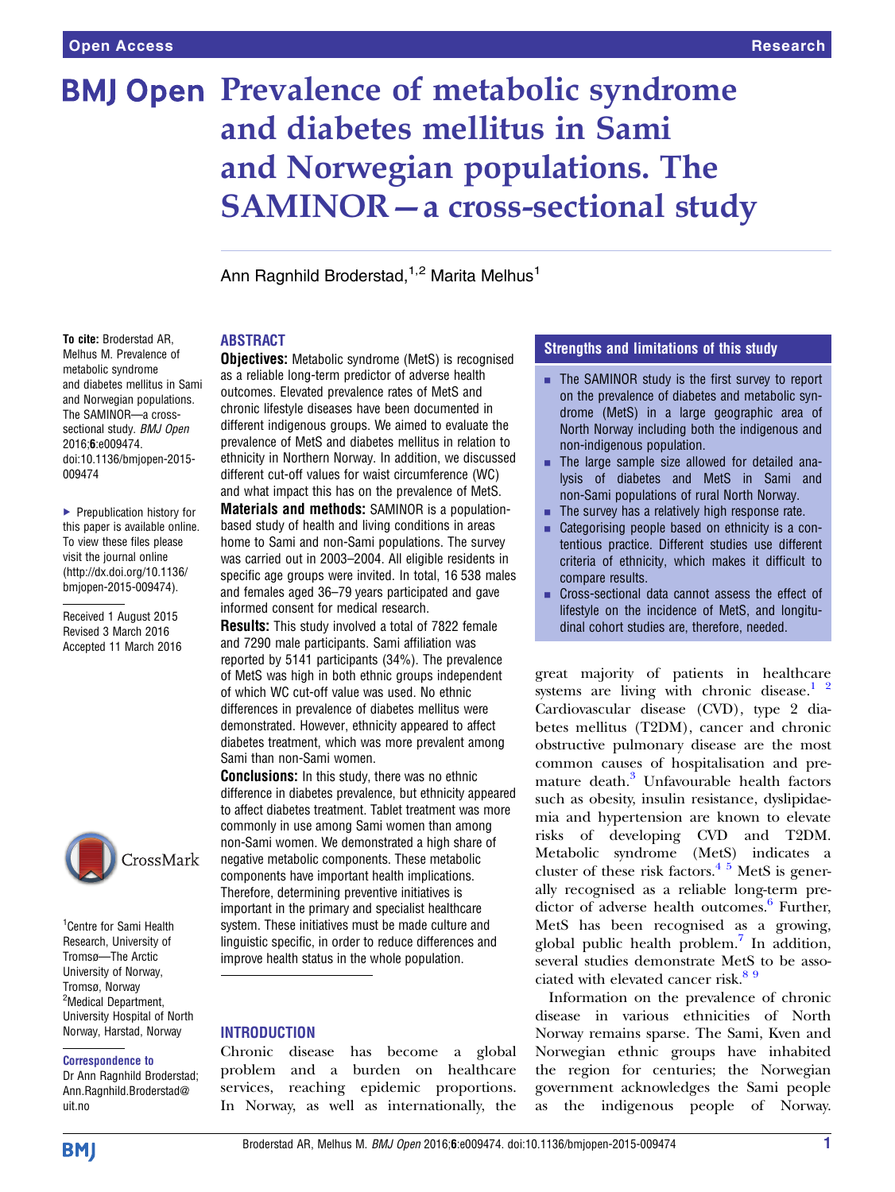# Prevalence of metabolic syndrome and diabetes mellitus in Sami and Norwegian populations. The SAMINOR—a cross-sectional study

Ann Ragnhild Broderstad,[1,2] Marita Melhus[1]

**To cite:** Broderstad AR, Melhus M. Prevalence of metabolic syndrome and diabetes mellitus in Sami and Norwegian populations. The SAMINOR—a cross-sectional study. *BMJ Open* 2016;**6**:e009474. doi:10.1136/bmjopen-2015-009474

▶ Prepublication history for this paper is available online. To view these files please visit the journal online (http://dx.doi.org/10.1136/bmjopen-2015-009474).

Received 1 August 2015
Revised 3 March 2016
Accepted 11 March 2016

[1]Centre for Sami Health Research, University of Tromsø—The Arctic University of Norway, Tromsø, Norway
[2]Medical Department, University Hospital of North Norway, Harstad, Norway

**Correspondence to**
Dr Ann Ragnhild Broderstad; Ann.Ragnhild.Broderstad@uit.no

## ABSTRACT

**Objectives:** Metabolic syndrome (MetS) is recognised as a reliable long-term predictor of adverse health outcomes. Elevated prevalence rates of MetS and chronic lifestyle diseases have been documented in different indigenous groups. We aimed to evaluate the prevalence of MetS and diabetes mellitus in relation to ethnicity in Northern Norway. In addition, we discussed different cut-off values for waist circumference (WC) and what impact this has on the prevalence of MetS.

**Materials and methods:** SAMINOR is a population-based study of health and living conditions in areas home to Sami and non-Sami populations. The survey was carried out in 2003–2004. All eligible residents in specific age groups were invited. In total, 16 538 males and females aged 36–79 years participated and gave informed consent for medical research.

**Results:** This study involved a total of 7822 female and 7290 male participants. Sami affiliation was reported by 5141 participants (34%). The prevalence of MetS was high in both ethnic groups independent of which WC cut-off value was used. No ethnic differences in prevalence of diabetes mellitus were demonstrated. However, ethnicity appeared to affect diabetes treatment, which was more prevalent among Sami than non-Sami women.

**Conclusions:** In this study, there was no ethnic difference in diabetes prevalence, but ethnicity appeared to affect diabetes treatment. Tablet treatment was more commonly in use among Sami women than among non-Sami women. We demonstrated a high share of negative metabolic components. These metabolic components have important health implications. Therefore, determining preventive initiatives is important in the primary and specialist healthcare system. These initiatives must be made culture and linguistic specific, in order to reduce differences and improve health status in the whole population.

## Strengths and limitations of this study

- The SAMINOR study is the first survey to report on the prevalence of diabetes and metabolic syndrome (MetS) in a large geographic area of North Norway including both the indigenous and non-indigenous population.
- The large sample size allowed for detailed analysis of diabetes and MetS in Sami and non-Sami populations of rural North Norway.
- The survey has a relatively high response rate.
- Categorising people based on ethnicity is a contentious practice. Different studies use different criteria of ethnicity, which makes it difficult to compare results.
- Cross-sectional data cannot assess the effect of lifestyle on the incidence of MetS, and longitudinal cohort studies are, therefore, needed.

## INTRODUCTION

Chronic disease has become a global problem and a burden on healthcare services, reaching epidemic proportions. In Norway, as well as internationally, the great majority of patients in healthcare systems are living with chronic disease.[1 2] Cardiovascular disease (CVD), type 2 diabetes mellitus (T2DM), cancer and chronic obstructive pulmonary disease are the most common causes of hospitalisation and premature death.[3] Unfavourable health factors such as obesity, insulin resistance, dyslipidaemia and hypertension are known to elevate risks of developing CVD and T2DM. Metabolic syndrome (MetS) indicates a cluster of these risk factors.[4 5] MetS is generally recognised as a reliable long-term predictor of adverse health outcomes.[6] Further, MetS has been recognised as a growing, global public health problem.[7] In addition, several studies demonstrate MetS to be associated with elevated cancer risk.[8 9]

Information on the prevalence of chronic disease in various ethnicities of North Norway remains sparse. The Sami, Kven and Norwegian ethnic groups have inhabited the region for centuries; the Norwegian government acknowledges the Sami people as the indigenous people of Norway.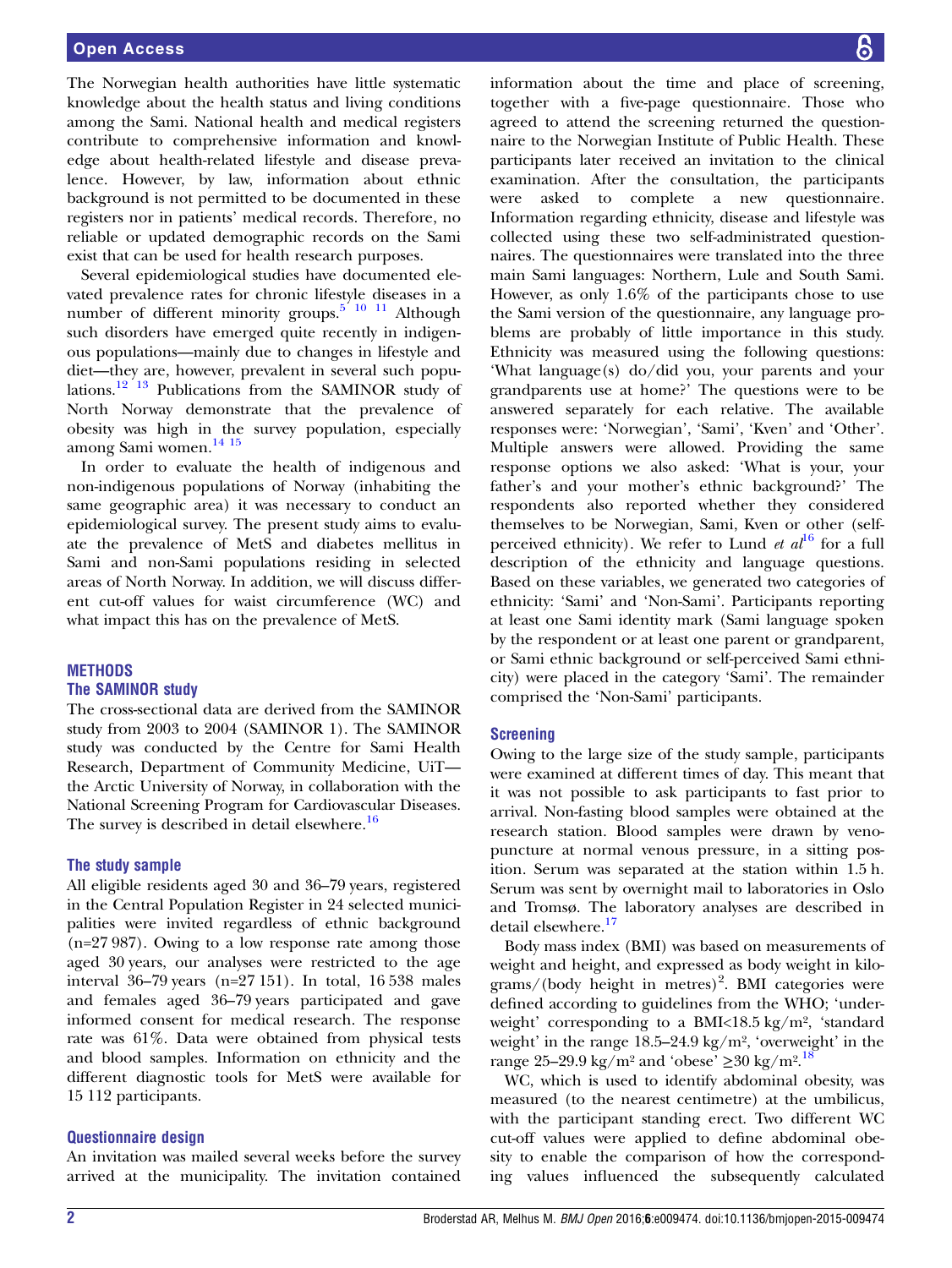The Norwegian health authorities have little systematic knowledge about the health status and living conditions among the Sami. National health and medical registers contribute to comprehensive information and knowledge about health-related lifestyle and disease prevalence. However, by law, information about ethnic background is not permitted to be documented in these registers nor in patients' medical records. Therefore, no reliable or updated demographic records on the Sami exist that can be used for health research purposes.

Several epidemiological studies have documented elevated prevalence rates for chronic lifestyle diseases in a number of different minority groups.[5 10 11] Although such disorders have emerged quite recently in indigenous populations—mainly due to changes in lifestyle and diet—they are, however, prevalent in several such populations.[12 13] Publications from the SAMINOR study of North Norway demonstrate that the prevalence of obesity was high in the survey population, especially among Sami women.[14 15]

In order to evaluate the health of indigenous and non-indigenous populations of Norway (inhabiting the same geographic area) it was necessary to conduct an epidemiological survey. The present study aims to evaluate the prevalence of MetS and diabetes mellitus in Sami and non-Sami populations residing in selected areas of North Norway. In addition, we will discuss different cut-off values for waist circumference (WC) and what impact this has on the prevalence of MetS.

## METHODS

### The SAMINOR study

The cross-sectional data are derived from the SAMINOR study from 2003 to 2004 (SAMINOR 1). The SAMINOR study was conducted by the Centre for Sami Health Research, Department of Community Medicine, UiT—the Arctic University of Norway, in collaboration with the National Screening Program for Cardiovascular Diseases. The survey is described in detail elsewhere.[16]

### The study sample

All eligible residents aged 30 and 36–79 years, registered in the Central Population Register in 24 selected municipalities were invited regardless of ethnic background (n=27 987). Owing to a low response rate among those aged 30 years, our analyses were restricted to the age interval 36–79 years (n=27 151). In total, 16 538 males and females aged 36–79 years participated and gave informed consent for medical research. The response rate was 61%. Data were obtained from physical tests and blood samples. Information on ethnicity and the different diagnostic tools for MetS were available for 15 112 participants.

### Questionnaire design

An invitation was mailed several weeks before the survey arrived at the municipality. The invitation contained information about the time and place of screening, together with a five-page questionnaire. Those who agreed to attend the screening returned the questionnaire to the Norwegian Institute of Public Health. These participants later received an invitation to the clinical examination. After the consultation, the participants were asked to complete a new questionnaire. Information regarding ethnicity, disease and lifestyle was collected using these two self-administrated questionnaires. The questionnaires were translated into the three main Sami languages: Northern, Lule and South Sami. However, as only 1.6% of the participants chose to use the Sami version of the questionnaire, any language problems are probably of little importance in this study. Ethnicity was measured using the following questions: 'What language(s) do/did you, your parents and your grandparents use at home?' The questions were to be answered separately for each relative. The available responses were: 'Norwegian', 'Sami', 'Kven' and 'Other'. Multiple answers were allowed. Providing the same response options we also asked: 'What is your, your father's and your mother's ethnic background?' The respondents also reported whether they considered themselves to be Norwegian, Sami, Kven or other (self-perceived ethnicity). We refer to Lund *et al*[16] for a full description of the ethnicity and language questions. Based on these variables, we generated two categories of ethnicity: 'Sami' and 'Non-Sami'. Participants reporting at least one Sami identity mark (Sami language spoken by the respondent or at least one parent or grandparent, or Sami ethnic background or self-perceived Sami ethnicity) were placed in the category 'Sami'. The remainder comprised the 'Non-Sami' participants.

### Screening

Owing to the large size of the study sample, participants were examined at different times of day. This meant that it was not possible to ask participants to fast prior to arrival. Non-fasting blood samples were obtained at the research station. Blood samples were drawn by venopuncture at normal venous pressure, in a sitting position. Serum was separated at the station within 1.5 h. Serum was sent by overnight mail to laboratories in Oslo and Tromsø. The laboratory analyses are described in detail elsewhere.[17]

Body mass index (BMI) was based on measurements of weight and height, and expressed as body weight in kilograms/(body height in metres)$^2$. BMI categories were defined according to guidelines from the WHO; 'underweight' corresponding to a BMI<18.5 kg/m$^2$, 'standard weight' in the range 18.5–24.9 kg/m$^2$, 'overweight' in the range 25–29.9 kg/m$^2$ and 'obese' ≥30 kg/m$^2$.[18]

WC, which is used to identify abdominal obesity, was measured (to the nearest centimetre) at the umbilicus, with the participant standing erect. Two different WC cut-off values were applied to define abdominal obesity to enable the comparison of how the corresponding values influenced the subsequently calculated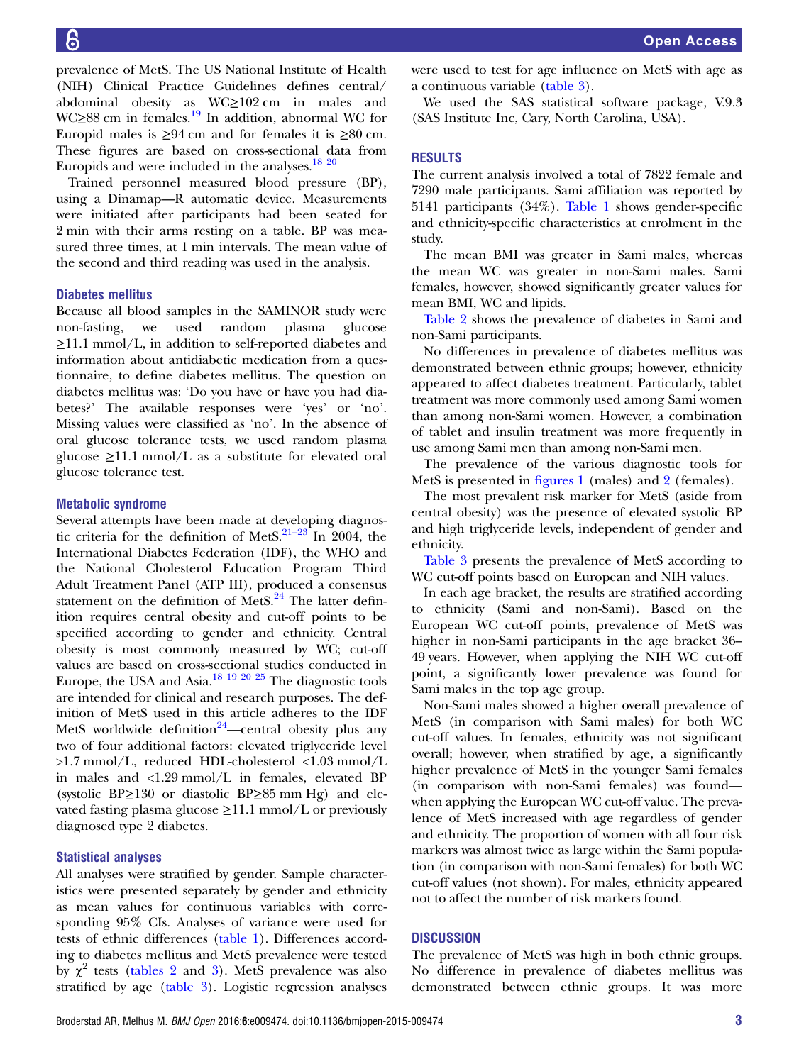prevalence of MetS. The US National Institute of Health (NIH) Clinical Practice Guidelines defines central/abdominal obesity as WC≥102 cm in males and WC≥88 cm in females.[19] In addition, abnormal WC for Europid males is ≥94 cm and for females it is ≥80 cm. These figures are based on cross-sectional data from Europids and were included in the analyses.[18 20]

Trained personnel measured blood pressure (BP), using a Dinamap—R automatic device. Measurements were initiated after participants had been seated for 2 min with their arms resting on a table. BP was measured three times, at 1 min intervals. The mean value of the second and third reading was used in the analysis.

### Diabetes mellitus

Because all blood samples in the SAMINOR study were non-fasting, we used random plasma glucose ≥11.1 mmol/L, in addition to self-reported diabetes and information about antidiabetic medication from a questionnaire, to define diabetes mellitus. The question on diabetes mellitus was: 'Do you have or have you had diabetes?' The available responses were 'yes' or 'no'. Missing values were classified as 'no'. In the absence of oral glucose tolerance tests, we used random plasma glucose ≥11.1 mmol/L as a substitute for elevated oral glucose tolerance test.

### Metabolic syndrome

Several attempts have been made at developing diagnostic criteria for the definition of MetS.[21–23] In 2004, the International Diabetes Federation (IDF), the WHO and the National Cholesterol Education Program Third Adult Treatment Panel (ATP III), produced a consensus statement on the definition of MetS.[24] The latter definition requires central obesity and cut-off points to be specified according to gender and ethnicity. Central obesity is most commonly measured by WC; cut-off values are based on cross-sectional studies conducted in Europe, the USA and Asia.[18 19 20 25] The diagnostic tools are intended for clinical and research purposes. The definition of MetS used in this article adheres to the IDF MetS worldwide definition[24]—central obesity plus any two of four additional factors: elevated triglyceride level >1.7 mmol/L, reduced HDL-cholesterol <1.03 mmol/L in males and <1.29 mmol/L in females, elevated BP (systolic BP≥130 or diastolic BP≥85 mm Hg) and elevated fasting plasma glucose ≥11.1 mmol/L or previously diagnosed type 2 diabetes.

### Statistical analyses

All analyses were stratified by gender. Sample characteristics were presented separately by gender and ethnicity as mean values for continuous variables with corresponding 95% CIs. Analyses of variance were used for tests of ethnic differences (table 1). Differences according to diabetes mellitus and MetS prevalence were tested by $\chi^2$ tests (tables 2 and 3). MetS prevalence was also stratified by age (table 3). Logistic regression analyses were used to test for age influence on MetS with age as a continuous variable (table 3).

We used the SAS statistical software package, V.9.3 (SAS Institute Inc, Cary, North Carolina, USA).

## RESULTS

The current analysis involved a total of 7822 female and 7290 male participants. Sami affiliation was reported by 5141 participants (34%). Table 1 shows gender-specific and ethnicity-specific characteristics at enrolment in the study.

The mean BMI was greater in Sami males, whereas the mean WC was greater in non-Sami males. Sami females, however, showed significantly greater values for mean BMI, WC and lipids.

Table 2 shows the prevalence of diabetes in Sami and non-Sami participants.

No differences in prevalence of diabetes mellitus was demonstrated between ethnic groups; however, ethnicity appeared to affect diabetes treatment. Particularly, tablet treatment was more commonly used among Sami women than among non-Sami women. However, a combination of tablet and insulin treatment was more frequently in use among Sami men than among non-Sami men.

The prevalence of the various diagnostic tools for MetS is presented in figures 1 (males) and 2 (females).

The most prevalent risk marker for MetS (aside from central obesity) was the presence of elevated systolic BP and high triglyceride levels, independent of gender and ethnicity.

Table 3 presents the prevalence of MetS according to WC cut-off points based on European and NIH values.

In each age bracket, the results are stratified according to ethnicity (Sami and non-Sami). Based on the European WC cut-off points, prevalence of MetS was higher in non-Sami participants in the age bracket 36–49 years. However, when applying the NIH WC cut-off point, a significantly lower prevalence was found for Sami males in the top age group.

Non-Sami males showed a higher overall prevalence of MetS (in comparison with Sami males) for both WC cut-off values. In females, ethnicity was not significant overall; however, when stratified by age, a significantly higher prevalence of MetS in the younger Sami females (in comparison with non-Sami females) was found—when applying the European WC cut-off value. The prevalence of MetS increased with age regardless of gender and ethnicity. The proportion of women with all four risk markers was almost twice as large within the Sami population (in comparison with non-Sami females) for both WC cut-off values (not shown). For males, ethnicity appeared not to affect the number of risk markers found.

## DISCUSSION

The prevalence of MetS was high in both ethnic groups. No difference in prevalence of diabetes mellitus was demonstrated between ethnic groups. It was more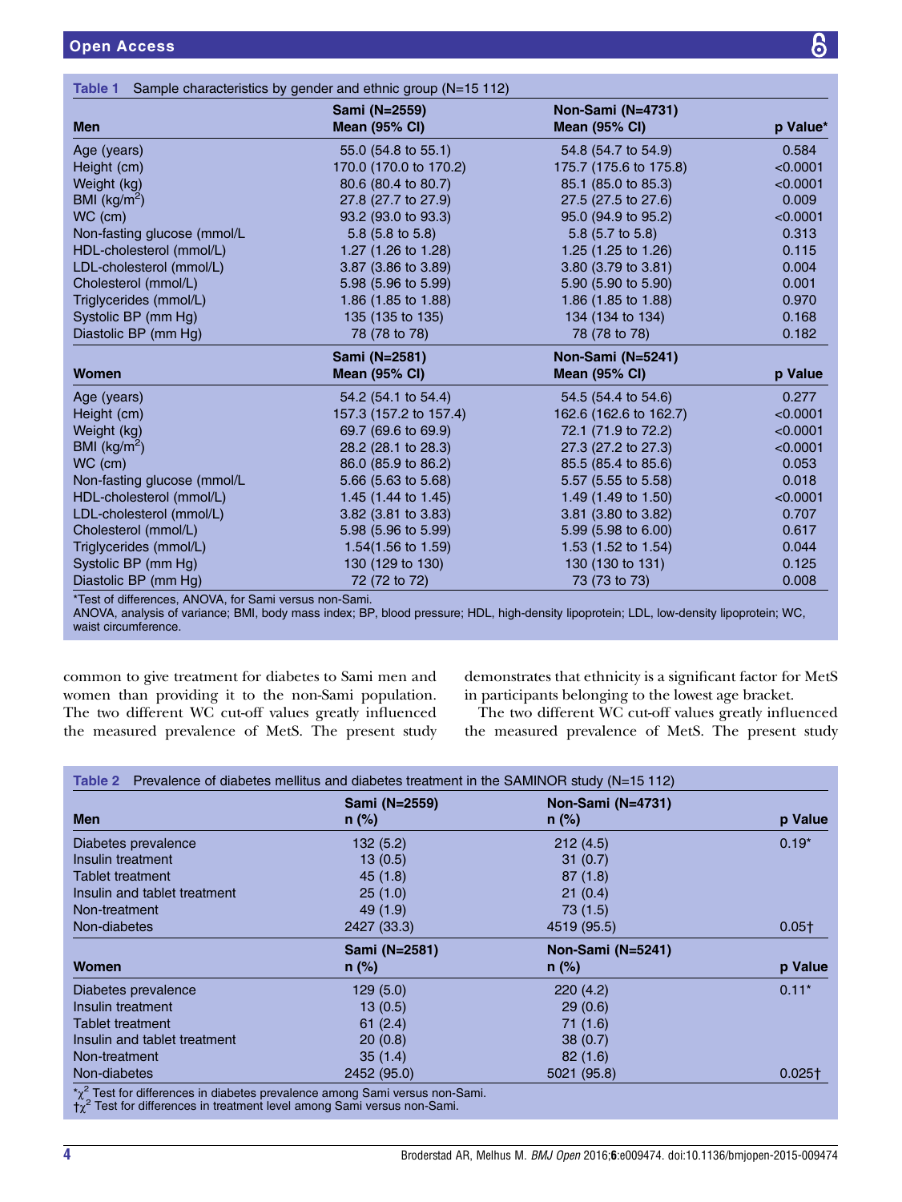**Table 1** Sample characteristics by gender and ethnic group (N=15 112)

| Men | Sami (N=2559) Mean (95% CI) | Non-Sami (N=4731) Mean (95% CI) | p Value* |
|---|---|---|---|
| Age (years) | 55.0 (54.8 to 55.1) | 54.8 (54.7 to 54.9) | 0.584 |
| Height (cm) | 170.0 (170.0 to 170.2) | 175.7 (175.6 to 175.8) | <0.0001 |
| Weight (kg) | 80.6 (80.4 to 80.7) | 85.1 (85.0 to 85.3) | <0.0001 |
| BMI (kg/m$^2$) | 27.8 (27.7 to 27.9) | 27.5 (27.5 to 27.6) | 0.009 |
| WC (cm) | 93.2 (93.0 to 93.3) | 95.0 (94.9 to 95.2) | <0.0001 |
| Non-fasting glucose (mmol/L | 5.8 (5.8 to 5.8) | 5.8 (5.7 to 5.8) | 0.313 |
| HDL-cholesterol (mmol/L) | 1.27 (1.26 to 1.28) | 1.25 (1.25 to 1.26) | 0.115 |
| LDL-cholesterol (mmol/L) | 3.87 (3.86 to 3.89) | 3.80 (3.79 to 3.81) | 0.004 |
| Cholesterol (mmol/L) | 5.98 (5.96 to 5.99) | 5.90 (5.90 to 5.90) | 0.001 |
| Triglycerides (mmol/L) | 1.86 (1.85 to 1.88) | 1.86 (1.85 to 1.88) | 0.970 |
| Systolic BP (mm Hg) | 135 (135 to 135) | 134 (134 to 134) | 0.168 |
| Diastolic BP (mm Hg) | 78 (78 to 78) | 78 (78 to 78) | 0.182 |
| **Women** | **Sami (N=2581) Mean (95% CI)** | **Non-Sami (N=5241) Mean (95% CI)** | **p Value** |
| Age (years) | 54.2 (54.1 to 54.4) | 54.5 (54.4 to 54.6) | 0.277 |
| Height (cm) | 157.3 (157.2 to 157.4) | 162.6 (162.6 to 162.7) | <0.0001 |
| Weight (kg) | 69.7 (69.6 to 69.9) | 72.1 (71.9 to 72.2) | <0.0001 |
| BMI (kg/m$^2$) | 28.2 (28.1 to 28.3) | 27.3 (27.2 to 27.3) | <0.0001 |
| WC (cm) | 86.0 (85.9 to 86.2) | 85.5 (85.4 to 85.6) | 0.053 |
| Non-fasting glucose (mmol/L | 5.66 (5.63 to 5.68) | 5.57 (5.55 to 5.58) | 0.018 |
| HDL-cholesterol (mmol/L) | 1.45 (1.44 to 1.45) | 1.49 (1.49 to 1.50) | <0.0001 |
| LDL-cholesterol (mmol/L) | 3.82 (3.81 to 3.83) | 3.81 (3.80 to 3.82) | 0.707 |
| Cholesterol (mmol/L) | 5.98 (5.96 to 5.99) | 5.99 (5.98 to 6.00) | 0.617 |
| Triglycerides (mmol/L) | 1.54(1.56 to 1.59) | 1.53 (1.52 to 1.54) | 0.044 |
| Systolic BP (mm Hg) | 130 (129 to 130) | 130 (130 to 131) | 0.125 |
| Diastolic BP (mm Hg) | 72 (72 to 72) | 73 (73 to 73) | 0.008 |

*Test of differences, ANOVA, for Sami versus non-Sami.
ANOVA, analysis of variance; BMI, body mass index; BP, blood pressure; HDL, high-density lipoprotein; LDL, low-density lipoprotein; WC, waist circumference.

common to give treatment for diabetes to Sami men and women than providing it to the non-Sami population. The two different WC cut-off values greatly influenced the measured prevalence of MetS. The present study demonstrates that ethnicity is a significant factor for MetS in participants belonging to the lowest age bracket.

The two different WC cut-off values greatly influenced the measured prevalence of MetS. The present study

**Table 2** Prevalence of diabetes mellitus and diabetes treatment in the SAMINOR study (N=15 112)

| Men | Sami (N=2559) n (%) | Non-Sami (N=4731) n (%) | p Value |
|---|---|---|---|
| Diabetes prevalence | 132 (5.2) | 212 (4.5) | 0.19* |
| Insulin treatment | 13 (0.5) | 31 (0.7) | |
| Tablet treatment | 45 (1.8) | 87 (1.8) | |
| Insulin and tablet treatment | 25 (1.0) | 21 (0.4) | |
| Non-treatment | 49 (1.9) | 73 (1.5) | |
| Non-diabetes | 2427 (33.3) | 4519 (95.5) | 0.05† |
| **Women** | **Sami (N=2581) n (%)** | **Non-Sami (N=5241) n (%)** | **p Value** |
| Diabetes prevalence | 129 (5.0) | 220 (4.2) | 0.11* |
| Insulin treatment | 13 (0.5) | 29 (0.6) | |
| Tablet treatment | 61 (2.4) | 71 (1.6) | |
| Insulin and tablet treatment | 20 (0.8) | 38 (0.7) | |
| Non-treatment | 35 (1.4) | 82 (1.6) | |
| Non-diabetes | 2452 (95.0) | 5021 (95.8) | 0.025† |

*$\chi^2$ Test for differences in diabetes prevalence among Sami versus non-Sami.
†$\chi^2$ Test for differences in treatment level among Sami versus non-Sami.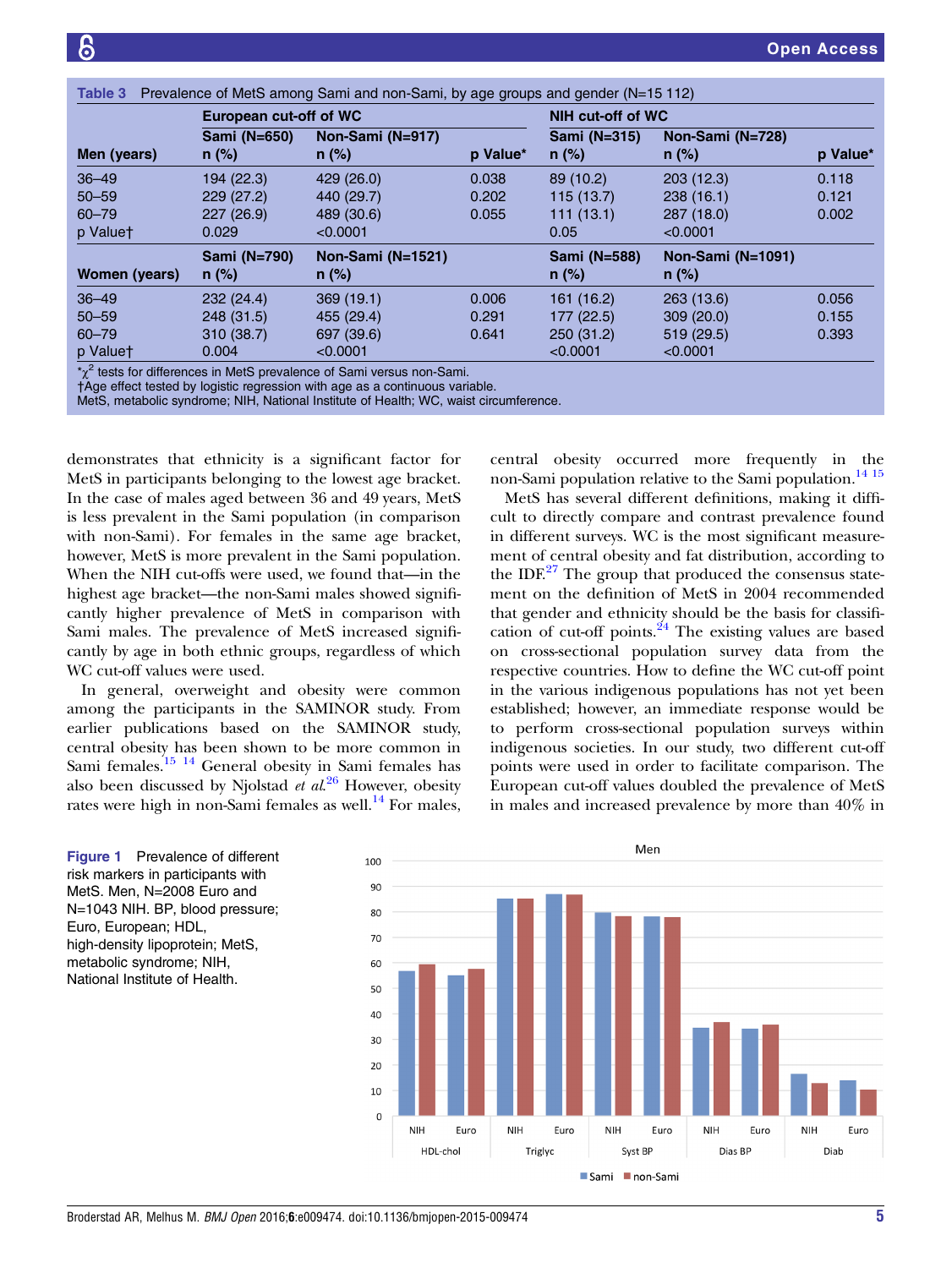**Table 3** Prevalence of MetS among Sami and non-Sami, by age groups and gender (N=15 112)

| | European cut-off of WC | | | NIH cut-off of WC | | |
|---|---|---|---|---|---|---|
| **Men (years)** | **Sami (N=650) n (%)** | **Non-Sami (N=917) n (%)** | **p Value*** | **Sami (N=315) n (%)** | **Non-Sami (N=728) n (%)** | **p Value*** |
| 36–49 | 194 (22.3) | 429 (26.0) | 0.038 | 89 (10.2) | 203 (12.3) | 0.118 |
| 50–59 | 229 (27.2) | 440 (29.7) | 0.202 | 115 (13.7) | 238 (16.1) | 0.121 |
| 60–79 | 227 (26.9) | 489 (30.6) | 0.055 | 111 (13.1) | 287 (18.0) | 0.002 |
| p Value† | 0.029 | <0.0001 | | 0.05 | <0.0001 | |
| **Women (years)** | **Sami (N=790) n (%)** | **Non-Sami (N=1521) n (%)** | | **Sami (N=588) n (%)** | **Non-Sami (N=1091) n (%)** | |
| 36–49 | 232 (24.4) | 369 (19.1) | 0.006 | 161 (16.2) | 263 (13.6) | 0.056 |
| 50–59 | 248 (31.5) | 455 (29.4) | 0.291 | 177 (22.5) | 309 (20.0) | 0.155 |
| 60–79 | 310 (38.7) | 697 (39.6) | 0.641 | 250 (31.2) | 519 (29.5) | 0.393 |
| p Value† | 0.004 | <0.0001 | | <0.0001 | <0.0001 | |

*$\chi^2$ tests for differences in MetS prevalence of Sami versus non-Sami.
†Age effect tested by logistic regression with age as a continuous variable.
MetS, metabolic syndrome; NIH, National Institute of Health; WC, waist circumference.

demonstrates that ethnicity is a significant factor for MetS in participants belonging to the lowest age bracket. In the case of males aged between 36 and 49 years, MetS is less prevalent in the Sami population (in comparison with non-Sami). For females in the same age bracket, however, MetS is more prevalent in the Sami population. When the NIH cut-offs were used, we found that—in the highest age bracket—the non-Sami males showed significantly higher prevalence of MetS in comparison with Sami males. The prevalence of MetS increased significantly by age in both ethnic groups, regardless of which WC cut-off values were used.

In general, overweight and obesity were common among the participants in the SAMINOR study. From earlier publications based on the SAMINOR study, central obesity has been shown to be more common in Sami females.[15 14] General obesity in Sami females has also been discussed by Njolstad *et al*.[26] However, obesity rates were high in non-Sami females as well.[14] For males, central obesity occurred more frequently in the non-Sami population relative to the Sami population.[14 15]

MetS has several different definitions, making it difficult to directly compare and contrast prevalence found in different surveys. WC is the most significant measurement of central obesity and fat distribution, according to the IDF.[27] The group that produced the consensus statement on the definition of MetS in 2004 recommended that gender and ethnicity should be the basis for classification of cut-off points.[24] The existing values are based on cross-sectional population survey data from the respective countries. How to define the WC cut-off point in the various indigenous populations has not yet been established; however, an immediate response would be to perform cross-sectional population surveys within indigenous societies. In our study, two different cut-off points were used in order to facilitate comparison. The European cut-off values doubled the prevalence of MetS in males and increased prevalence by more than 40% in

**Figure 1** Prevalence of different risk markers in participants with MetS. Men, N=2008 Euro and N=1043 NIH. BP, blood pressure; Euro, European; HDL, high-density lipoprotein; MetS, metabolic syndrome; NIH, National Institute of Health.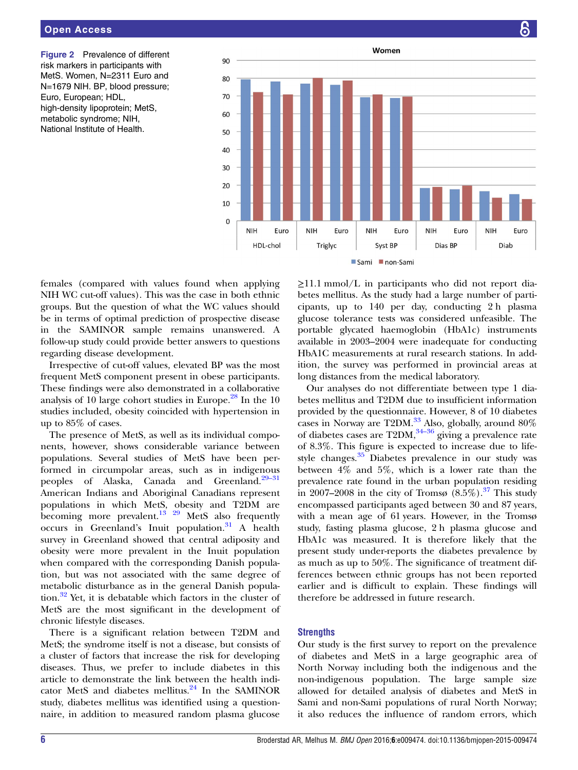**Figure 2** Prevalence of different risk markers in participants with MetS. Women, N=2311 Euro and N=1679 NIH. BP, blood pressure; Euro, European; HDL, high-density lipoprotein; MetS, metabolic syndrome; NIH, National Institute of Health.

females (compared with values found when applying NIH WC cut-off values). This was the case in both ethnic groups. But the question of what the WC values should be in terms of optimal prediction of prospective disease in the SAMINOR sample remains unanswered. A follow-up study could provide better answers to questions regarding disease development.

Irrespective of cut-off values, elevated BP was the most frequent MetS component present in obese participants. These findings were also demonstrated in a collaborative analysis of 10 large cohort studies in Europe.[28] In the 10 studies included, obesity coincided with hypertension in up to 85% of cases.

The presence of MetS, as well as its individual components, however, shows considerable variance between populations. Several studies of MetS have been performed in circumpolar areas, such as in indigenous peoples of Alaska, Canada and Greenland.[29–31] American Indians and Aboriginal Canadians represent populations in which MetS, obesity and T2DM are becoming more prevalent.[13] [29] MetS also frequently occurs in Greenland's Inuit population.[31] A health survey in Greenland showed that central adiposity and obesity were more prevalent in the Inuit population when compared with the corresponding Danish population, but was not associated with the same degree of metabolic disturbance as in the general Danish population.[32] Yet, it is debatable which factors in the cluster of MetS are the most significant in the development of chronic lifestyle diseases.

There is a significant relation between T2DM and MetS; the syndrome itself is not a disease, but consists of a cluster of factors that increase the risk for developing diseases. Thus, we prefer to include diabetes in this article to demonstrate the link between the health indicator MetS and diabetes mellitus.[24] In the SAMINOR study, diabetes mellitus was identified using a questionnaire, in addition to measured random plasma glucose ≥11.1 mmol/L in participants who did not report diabetes mellitus. As the study had a large number of participants, up to 140 per day, conducting 2 h plasma glucose tolerance tests was considered unfeasible. The portable glycated haemoglobin (HbA1c) instruments available in 2003–2004 were inadequate for conducting HbA1C measurements at rural research stations. In addition, the survey was performed in provincial areas at long distances from the medical laboratory.

Our analyses do not differentiate between type 1 diabetes mellitus and T2DM due to insufficient information provided by the questionnaire. However, 8 of 10 diabetes cases in Norway are T2DM.[33] Also, globally, around 80% of diabetes cases are T2DM,[34–36] giving a prevalence rate of 8.3%. This figure is expected to increase due to lifestyle changes.[35] Diabetes prevalence in our study was between 4% and 5%, which is a lower rate than the prevalence rate found in the urban population residing in 2007–2008 in the city of Tromsø (8.5%).[37] This study encompassed participants aged between 30 and 87 years, with a mean age of 61 years. However, in the Tromsø study, fasting plasma glucose, 2 h plasma glucose and HbA1c was measured. It is therefore likely that the present study under-reports the diabetes prevalence by as much as up to 50%. The significance of treatment differences between ethnic groups has not been reported earlier and is difficult to explain. These findings will therefore be addressed in future research.

## Strengths

Our study is the first survey to report on the prevalence of diabetes and MetS in a large geographic area of North Norway including both the indigenous and the non-indigenous population. The large sample size allowed for detailed analysis of diabetes and MetS in Sami and non-Sami populations of rural North Norway; it also reduces the influence of random errors, which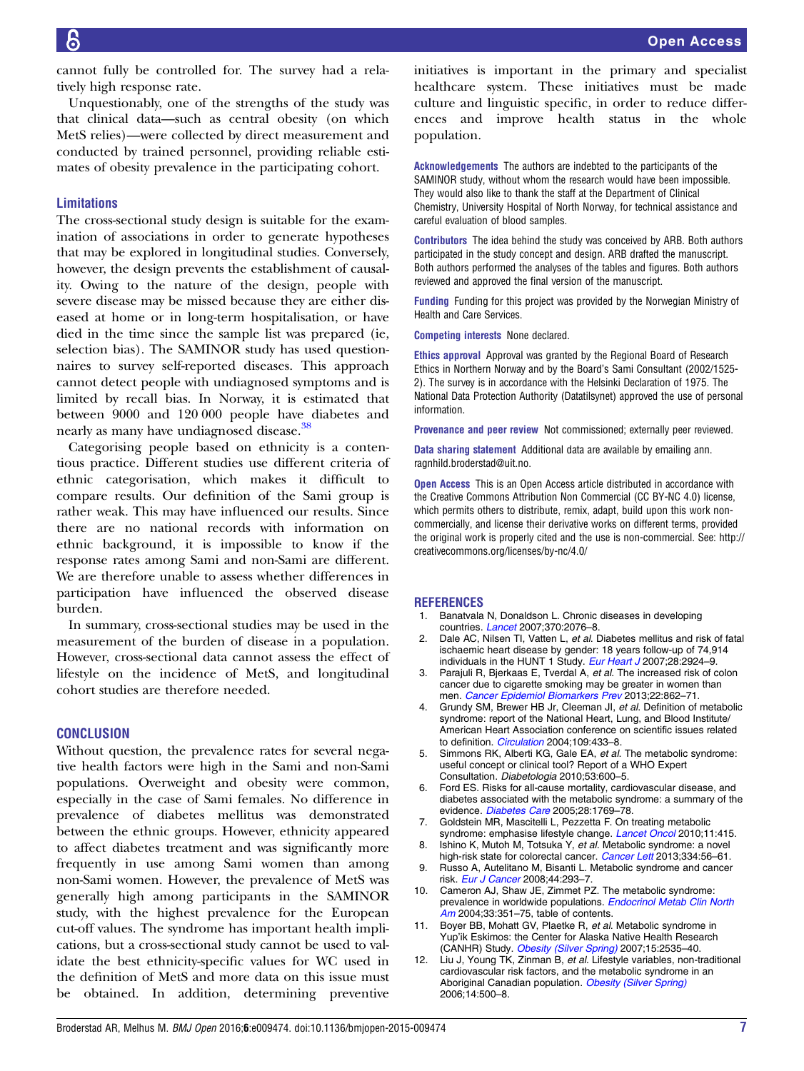cannot fully be controlled for. The survey had a relatively high response rate.

Unquestionably, one of the strengths of the study was that clinical data—such as central obesity (on which MetS relies)—were collected by direct measurement and conducted by trained personnel, providing reliable estimates of obesity prevalence in the participating cohort.

### Limitations

The cross-sectional study design is suitable for the examination of associations in order to generate hypotheses that may be explored in longitudinal studies. Conversely, however, the design prevents the establishment of causality. Owing to the nature of the design, people with severe disease may be missed because they are either diseased at home or in long-term hospitalisation, or have died in the time since the sample list was prepared (ie, selection bias). The SAMINOR study has used questionnaires to survey self-reported diseases. This approach cannot detect people with undiagnosed symptoms and is limited by recall bias. In Norway, it is estimated that between 9000 and 120 000 people have diabetes and nearly as many have undiagnosed disease.[38]

Categorising people based on ethnicity is a contentious practice. Different studies use different criteria of ethnic categorisation, which makes it difficult to compare results. Our definition of the Sami group is rather weak. This may have influenced our results. Since there are no national records with information on ethnic background, it is impossible to know if the response rates among Sami and non-Sami are different. We are therefore unable to assess whether differences in participation have influenced the observed disease burden.

In summary, cross-sectional studies may be used in the measurement of the burden of disease in a population. However, cross-sectional data cannot assess the effect of lifestyle on the incidence of MetS, and longitudinal cohort studies are therefore needed.

## CONCLUSION

Without question, the prevalence rates for several negative health factors were high in the Sami and non-Sami populations. Overweight and obesity were common, especially in the case of Sami females. No difference in prevalence of diabetes mellitus was demonstrated between the ethnic groups. However, ethnicity appeared to affect diabetes treatment and was significantly more frequently in use among Sami women than among non-Sami women. However, the prevalence of MetS was generally high among participants in the SAMINOR study, with the highest prevalence for the European cut-off values. The syndrome has important health implications, but a cross-sectional study cannot be used to validate the best ethnicity-specific values for WC used in the definition of MetS and more data on this issue must be obtained. In addition, determining preventive initiatives is important in the primary and specialist healthcare system. These initiatives must be made culture and linguistic specific, in order to reduce differences and improve health status in the whole population.

**Acknowledgements** The authors are indebted to the participants of the SAMINOR study, without whom the research would have been impossible. They would also like to thank the staff at the Department of Clinical Chemistry, University Hospital of North Norway, for technical assistance and careful evaluation of blood samples.

**Contributors** The idea behind the study was conceived by ARB. Both authors participated in the study concept and design. ARB drafted the manuscript. Both authors performed the analyses of the tables and figures. Both authors reviewed and approved the final version of the manuscript.

**Funding** Funding for this project was provided by the Norwegian Ministry of Health and Care Services.

**Competing interests** None declared.

**Ethics approval** Approval was granted by the Regional Board of Research Ethics in Northern Norway and by the Board's Sami Consultant (2002/1525-2). The survey is in accordance with the Helsinki Declaration of 1975. The National Data Protection Authority (Datatilsynet) approved the use of personal information.

**Provenance and peer review** Not commissioned; externally peer reviewed.

**Data sharing statement** Additional data are available by emailing ann.ragnhild.broderstad@uit.no.

**Open Access** This is an Open Access article distributed in accordance with the Creative Commons Attribution Non Commercial (CC BY-NC 4.0) license, which permits others to distribute, remix, adapt, build upon this work non-commercially, and license their derivative works on different terms, provided the original work is properly cited and the use is non-commercial. See: http://creativecommons.org/licenses/by-nc/4.0/

## REFERENCES

1. Banatvala N, Donaldson L. Chronic diseases in developing countries. *Lancet* 2007;370:2076–8.
2. Dale AC, Nilsen TI, Vatten L, *et al*. Diabetes mellitus and risk of fatal ischaemic heart disease by gender: 18 years follow-up of 74,914 individuals in the HUNT 1 Study. *Eur Heart J* 2007;28:2924–9.
3. Parajuli R, Bjerkaas E, Tverdal A, *et al*. The increased risk of colon cancer due to cigarette smoking may be greater in women than men. *Cancer Epidemiol Biomarkers Prev* 2013;22:862–71.
4. Grundy SM, Brewer HB Jr, Cleeman JI, *et al*. Definition of metabolic syndrome: report of the National Heart, Lung, and Blood Institute/American Heart Association conference on scientific issues related to definition. *Circulation* 2004;109:433–8.
5. Simmons RK, Alberti KG, Gale EA, *et al*. The metabolic syndrome: useful concept or clinical tool? Report of a WHO Expert Consultation. *Diabetologia* 2010;53:600–5.
6. Ford ES. Risks for all-cause mortality, cardiovascular disease, and diabetes associated with the metabolic syndrome: a summary of the evidence. *Diabetes Care* 2005;28:1769–78.
7. Goldstein MR, Mascitelli L, Pezzetta F. On treating metabolic syndrome: emphasise lifestyle change. *Lancet Oncol* 2010;11:415.
8. Ishino K, Mutoh M, Totsuka Y, *et al*. Metabolic syndrome: a novel high-risk state for colorectal cancer. *Cancer Lett* 2013;334:56–61.
9. Russo A, Autelitano M, Bisanti L. Metabolic syndrome and cancer risk. *Eur J Cancer* 2008;44:293–7.
10. Cameron AJ, Shaw JE, Zimmet PZ. The metabolic syndrome: prevalence in worldwide populations. *Endocrinol Metab Clin North Am* 2004;33:351–75, table of contents.
11. Boyer BB, Mohatt GV, Plaetke R, *et al*. Metabolic syndrome in Yup'ik Eskimos: the Center for Alaska Native Health Research (CANHR) Study. *Obesity (Silver Spring)* 2007;15:2535–40.
12. Liu J, Young TK, Zinman B, *et al*. Lifestyle variables, non-traditional cardiovascular risk factors, and the metabolic syndrome in an Aboriginal Canadian population. *Obesity (Silver Spring)* 2006;14:500–8.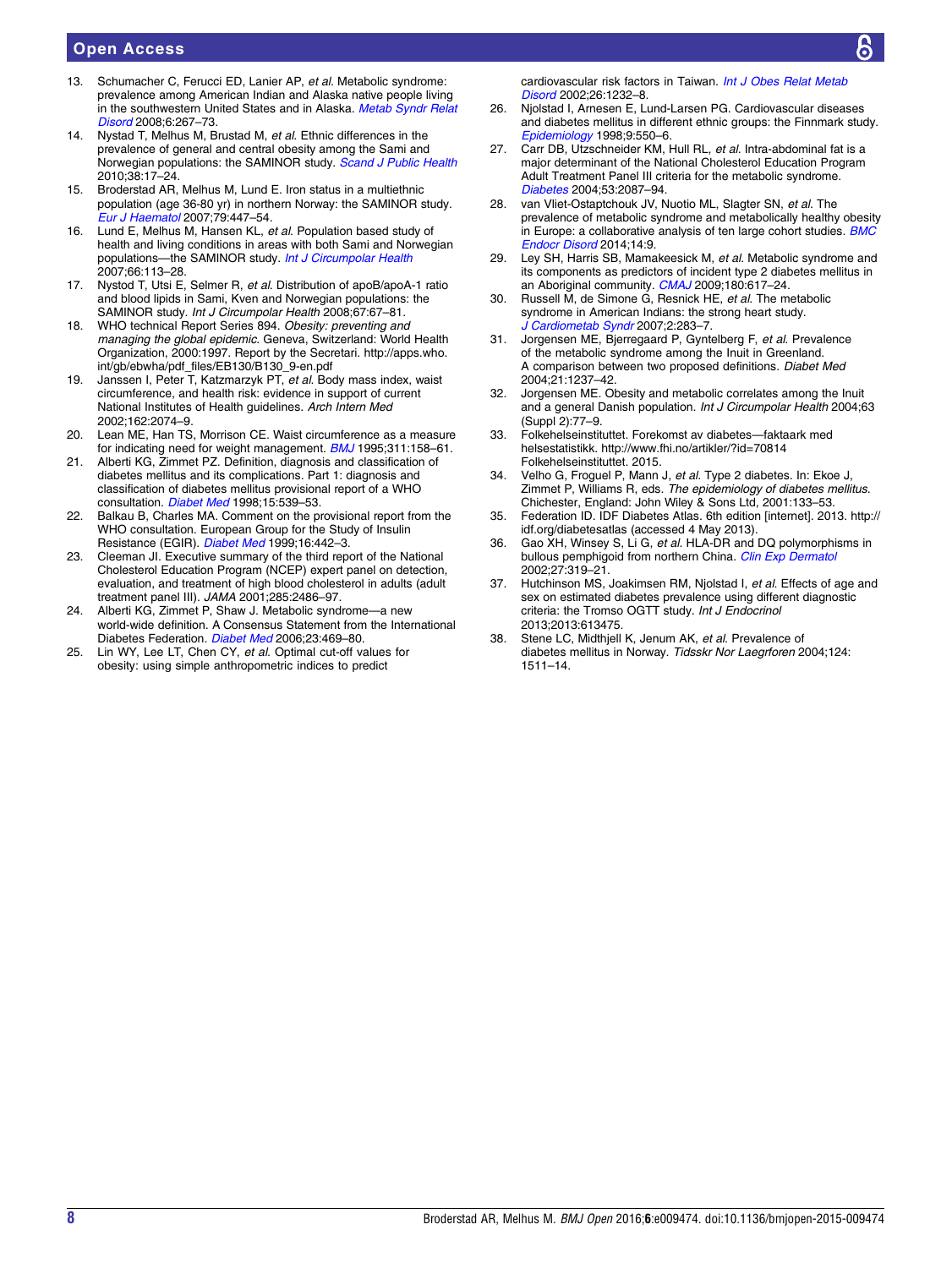13. Schumacher C, Ferucci ED, Lanier AP, *et al*. Metabolic syndrome: prevalence among American Indian and Alaska native people living in the southwestern United States and in Alaska. *Metab Syndr Relat Disord* 2008;6:267–73.
14. Nystad T, Melhus M, Brustad M, *et al*. Ethnic differences in the prevalence of general and central obesity among the Sami and Norwegian populations: the SAMINOR study. *Scand J Public Health* 2010;38:17–24.
15. Broderstad AR, Melhus M, Lund E. Iron status in a multiethnic population (age 36-80 yr) in northern Norway: the SAMINOR study. *Eur J Haematol* 2007;79:447–54.
16. Lund E, Melhus M, Hansen KL, *et al*. Population based study of health and living conditions in areas with both Sami and Norwegian populations—the SAMINOR study. *Int J Circumpolar Health* 2007;66:113–28.
17. Nystod T, Utsi E, Selmer R, *et al*. Distribution of apoB/apoA-1 ratio and blood lipids in Sami, Kven and Norwegian populations: the SAMINOR study. *Int J Circumpolar Health* 2008;67:67–81.
18. WHO technical Report Series 894. *Obesity: preventing and managing the global epidemic*. Geneva, Switzerland: World Health Organization, 2000:1997. Report by the Secretari. http://apps.who.int/gb/ebwha/pdf_files/EB130/B130_9-en.pdf
19. Janssen I, Peter T, Katzmarzyk PT, *et al*. Body mass index, waist circumference, and health risk: evidence in support of current National Institutes of Health guidelines. *Arch Intern Med* 2002;162:2074–9.
20. Lean ME, Han TS, Morrison CE. Waist circumference as a measure for indicating need for weight management. *BMJ* 1995;311:158–61.
21. Alberti KG, Zimmet PZ. Definition, diagnosis and classification of diabetes mellitus and its complications. Part 1: diagnosis and classification of diabetes mellitus provisional report of a WHO consultation. *Diabet Med* 1998;15:539–53.
22. Balkau B, Charles MA. Comment on the provisional report from the WHO consultation. European Group for the Study of Insulin Resistance (EGIR). *Diabet Med* 1999;16:442–3.
23. Cleeman JI. Executive summary of the third report of the National Cholesterol Education Program (NCEP) expert panel on detection, evaluation, and treatment of high blood cholesterol in adults (adult treatment panel III). *JAMA* 2001;285:2486–97.
24. Alberti KG, Zimmet P, Shaw J. Metabolic syndrome—a new world-wide definition. A Consensus Statement from the International Diabetes Federation. *Diabet Med* 2006;23:469–80.
25. Lin WY, Lee LT, Chen CY, *et al*. Optimal cut-off values for obesity: using simple anthropometric indices to predict cardiovascular risk factors in Taiwan. *Int J Obes Relat Metab Disord* 2002;26:1232–8.
26. Njolstad I, Arnesen E, Lund-Larsen PG. Cardiovascular diseases and diabetes mellitus in different ethnic groups: the Finnmark study. *Epidemiology* 1998;9:550–6.
27. Carr DB, Utzschneider KM, Hull RL, *et al*. Intra-abdominal fat is a major determinant of the National Cholesterol Education Program Adult Treatment Panel III criteria for the metabolic syndrome. *Diabetes* 2004;53:2087–94.
28. van Vliet-Ostaptchouk JV, Nuotio ML, Slagter SN, *et al*. The prevalence of metabolic syndrome and metabolically healthy obesity in Europe: a collaborative analysis of ten large cohort studies. *BMC Endocr Disord* 2014;14:9.
29. Ley SH, Harris SB, Mamakeesick M, *et al*. Metabolic syndrome and its components as predictors of incident type 2 diabetes mellitus in an Aboriginal community. *CMAJ* 2009;180:617–24.
30. Russell M, de Simone G, Resnick HE, *et al*. The metabolic syndrome in American Indians: the strong heart study. *J Cardiometab Syndr* 2007;2:283–7.
31. Jorgensen ME, Bjerregaard P, Gyntelberg F, *et al*. Prevalence of the metabolic syndrome among the Inuit in Greenland. A comparison between two proposed definitions. *Diabet Med* 2004;21:1237–42.
32. Jorgensen ME. Obesity and metabolic correlates among the Inuit and a general Danish population. *Int J Circumpolar Health* 2004;63 (Suppl 2):77–9.
33. Folkehelseinstituttet. Forekomst av diabetes—faktaark med helsestatistikk. http://www.fhi.no/artikler/?id=70814 Folkehelseinstituttet. 2015.
34. Velho G, Froguel P, Mann J, *et al*. Type 2 diabetes. In: Ekoe J, Zimmet P, Williams R, eds. *The epidemiology of diabetes mellitus*. Chichester, England: John Wiley & Sons Ltd, 2001:133–53.
35. Federation ID. IDF Diabetes Atlas. 6th edition [internet]. 2013. http://idf.org/diabetesatlas (accessed 4 May 2013).
36. Gao XH, Winsey S, Li G, *et al*. HLA-DR and DQ polymorphisms in bullous pemphigoid from northern China. *Clin Exp Dermatol* 2002;27:319–21.
37. Hutchinson MS, Joakimsen RM, Njolstad I, *et al*. Effects of age and sex on estimated diabetes prevalence using different diagnostic criteria: the Tromso OGTT study. *Int J Endocrinol* 2013;2013:613475.
38. Stene LC, Midthjell K, Jenum AK, *et al*. Prevalence of diabetes mellitus in Norway. *Tidsskr Nor Laegforen* 2004;124:1511–14.